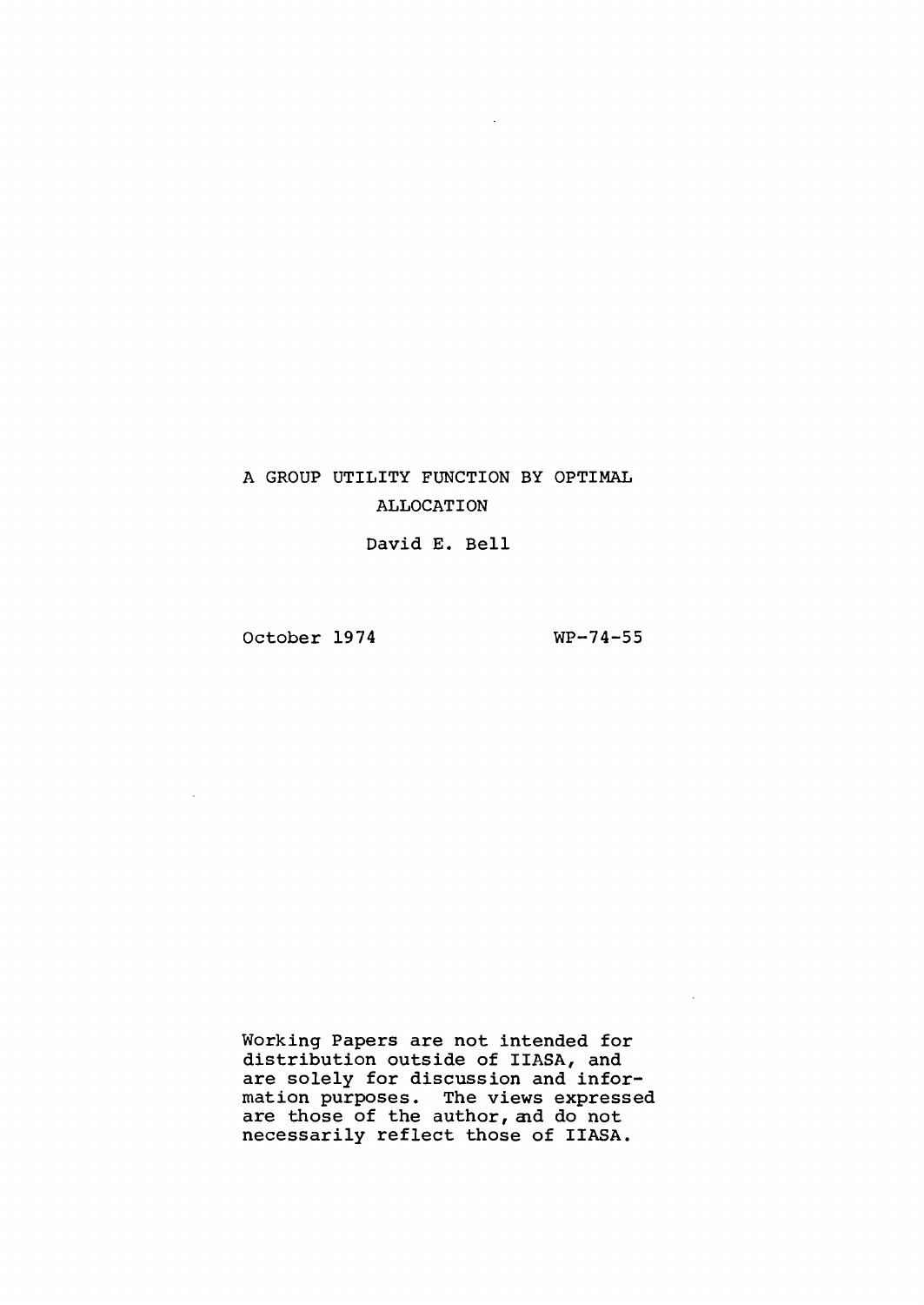# A GROUP UTILITY FUNCTION BY OPTIMAL ALLOCATION

David E. Bell

October 1974

WP-74-55

Working Papers are not intended for distribution outside of IIASA, and are solely for discussion and information purposes. The views expressed are those of the author, and do not necessarily reflect those of IIASA.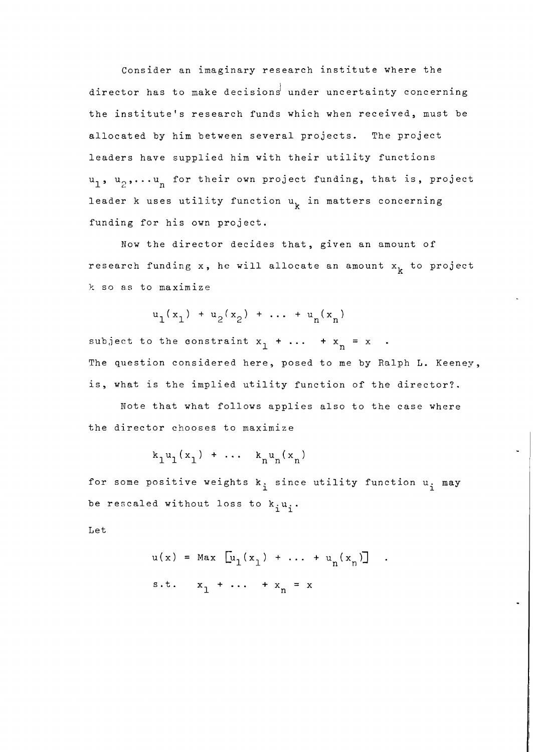Consider an imaginary research institute where the director has to make decisions under uncertainty concerning the institute's research funds which when received, must be allocated by him between several projects. The project leaders have supplied him with their utility functions $u_1, u_2, \ldots u_n$ for their own project funding, that is, project leader k uses utility function $u_k$ in matters concerning funding for his own project.

Now the director decides that, given an amount of research funding x, he will allocate an amount $x_k$ to project k so as to maximize

$$u_1(x_1) + u_2(x_2) + \ldots + u_n(x_n)$$

subject to the constraint $x_1 + \ldots + x_n = x$.

The question considered here, posed to me by Ralph L. Keeney, is, what is the implied utility function of the director?.

Note that what follows applies also to the case where the director chooses to maximize

$$k_1 u_1(x_1) + \ldots \quad k_n u_n(x_n)$$

for some positive weights $k_i$ since utility function $u_i$ may be rescaled without loss to $k_i u_i$.

Let

$$u(x) = \text{Max } [u_1(x_1) + \ldots + u_n(x_n)] \quad .$$
$$\text{s.t.} \quad x_1 + \ldots + x_n = x$$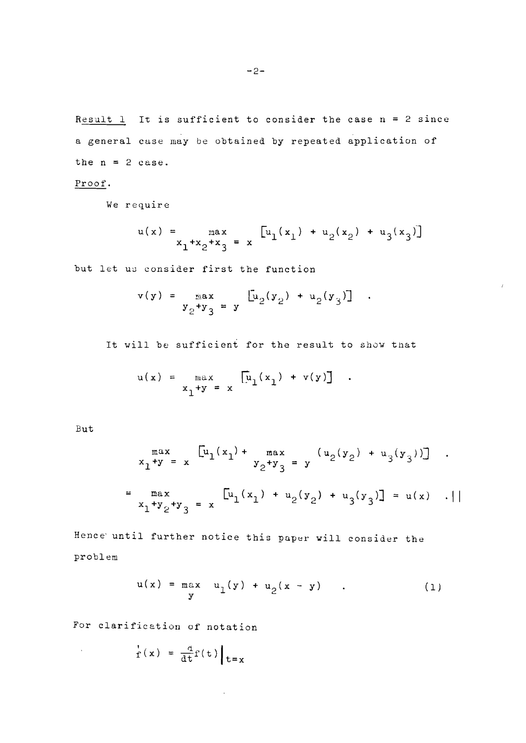Result 1  It is sufficient to consider the case $n = 2$ since a general case may be obtained by repeated application of the $n = 2$ case.

Proof.

We require

$$u(x) = \max_{x_1+x_2+x_3 = x} [u_1(x_1) + u_2(x_2) + u_3(x_3)]$$

but let us consider first the function

$$v(y) = \max_{y_2+y_3 = y} [u_2(y_2) + u_2(y_3)] \quad .$$

It will be sufficient for the result to show that

$$u(x) = \max_{x_1+y = x} [u_1(x_1) + v(y)] \quad .$$

But

$$\max_{x_1+y = x} [u_1(x_1) + \max_{y_2+y_3 = y} (u_2(y_2) + u_3(y_3))] \quad .$$

$$= \max_{x_1+y_2+y_3 = x} [u_1(x_1) + u_2(y_2) + u_3(y_3)] = u(x) \quad .||$$

Hence until further notice this paper will consider the problem

$$u(x) = \max_y \; u_1(y) + u_2(x - y) \quad . \tag{1}$$

For clarification of notation

$$f'(x) = \frac{d}{dt}f(t)\Big|_{t=x}$$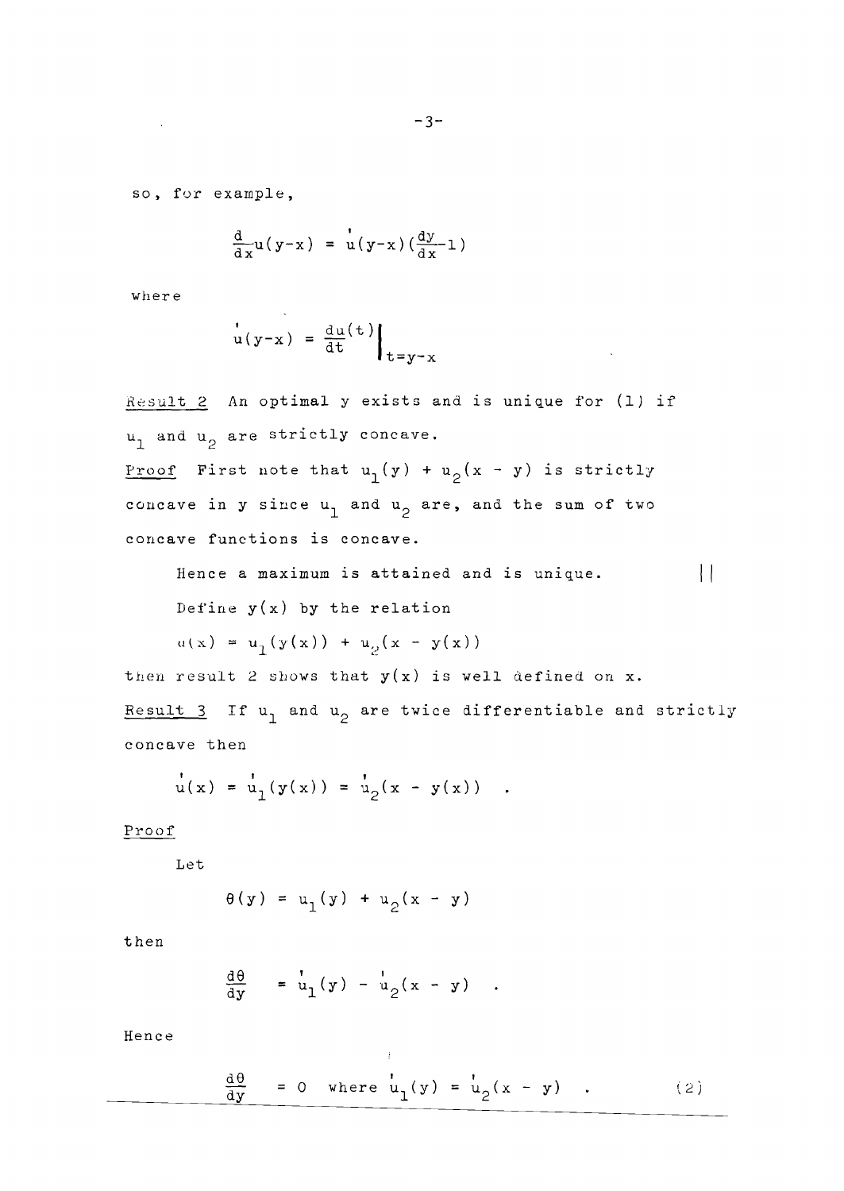so, for example,

$$\frac{d}{dx}u(y-x) = \dot{u}(y-x)(\frac{dy}{dx}-1)$$

where

$$\dot{u}(y-x) = \left.\frac{du(t)}{dt}\right|_{t=y-x}$$

_Result 2_ An optimal y exists and is unique for (1) if $u_1$ and $u_2$ are strictly concave.

_Proof_ First note that $u_1(y) + u_2(x - y)$ is strictly concave in y since $u_1$ and $u_2$ are, and the sum of two concave functions is concave.

Hence a maximum is attained and is unique. $||$

Define $y(x)$ by the relation

$$u(x) = u_1(y(x)) + u_2(x - y(x))$$

then result 2 shows that $y(x)$ is well defined on x.

_Result 3_ If $u_1$ and $u_2$ are twice differentiable and strictly concave then

$$\dot{u}(x) = \dot{u}_1(y(x)) = \dot{u}_2(x - y(x)) \quad .$$

_Proof_

Let

$$\theta(y) = u_1(y) + u_2(x - y)$$

then

$$\frac{d\theta}{dy} = \dot{u}_1(y) - \dot{u}_2(x - y) \quad .$$

Hence

$$\frac{d\theta}{dy} = 0 \quad \text{where } \dot{u}_1(y) = \dot{u}_2(x - y) \quad . \tag{2}$$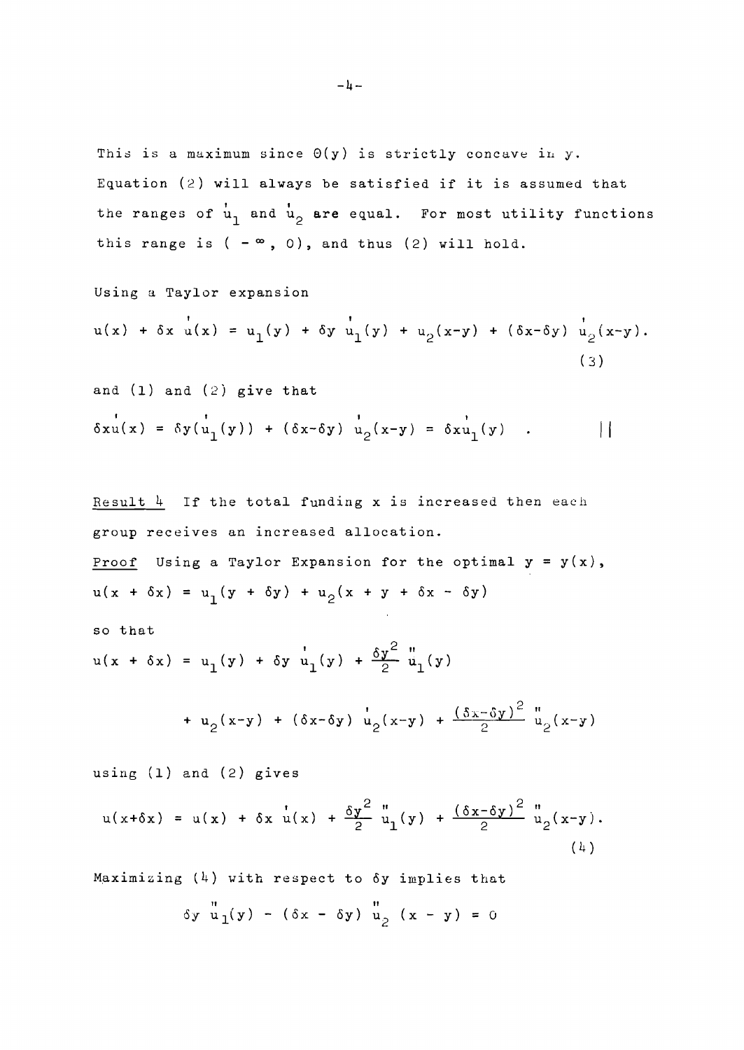This is a maximum since $\Theta(y)$ is strictly concave in $y$. Equation (2) will always be satisfied if it is assumed that the ranges of $u_1'$ and $u_2'$ are equal. For most utility functions this range is $(-\infty, 0)$, and thus (2) will hold.

Using a Taylor expansion

$$u(x) + \delta x\, u'(x) = u_1(y) + \delta y\, u_1'(y) + u_2(x-y) + (\delta x - \delta y)\, u_2'(x-y). \tag{3}$$

and (1) and (2) give that

$$\delta x u'(x) = \delta y(u_1'(y)) + (\delta x - \delta y)\, u_2'(x-y) = \delta x u_1'(y) \quad . \qquad ||$$

Result 4 If the total funding $x$ is increased then each group receives an increased allocation.

Proof Using a Taylor Expansion for the optimal $y = y(x)$,

$$u(x + \delta x) = u_1(y + \delta y) + u_2(x + y + \delta x - \delta y)$$

so that

$$u(x + \delta x) = u_1(y) + \delta y\, u_1'(y) + \frac{\delta y^2}{2}\, u_1''(y)$$

$$+ u_2(x-y) + (\delta x - \delta y)\, u_2'(x-y) + \frac{(\delta x - \delta y)^2}{2}\, u_2''(x-y)$$

using (1) and (2) gives

$$u(x+\delta x) = u(x) + \delta x\, u'(x) + \frac{\delta y^2}{2}\, u_1''(y) + \frac{(\delta x - \delta y)^2}{2}\, u_2''(x-y). \tag{4}$$

Maximizing (4) with respect to $\delta y$ implies that

$$\delta y\, u_1''(y) - (\delta x - \delta y)\, u_2''(x - y) = 0$$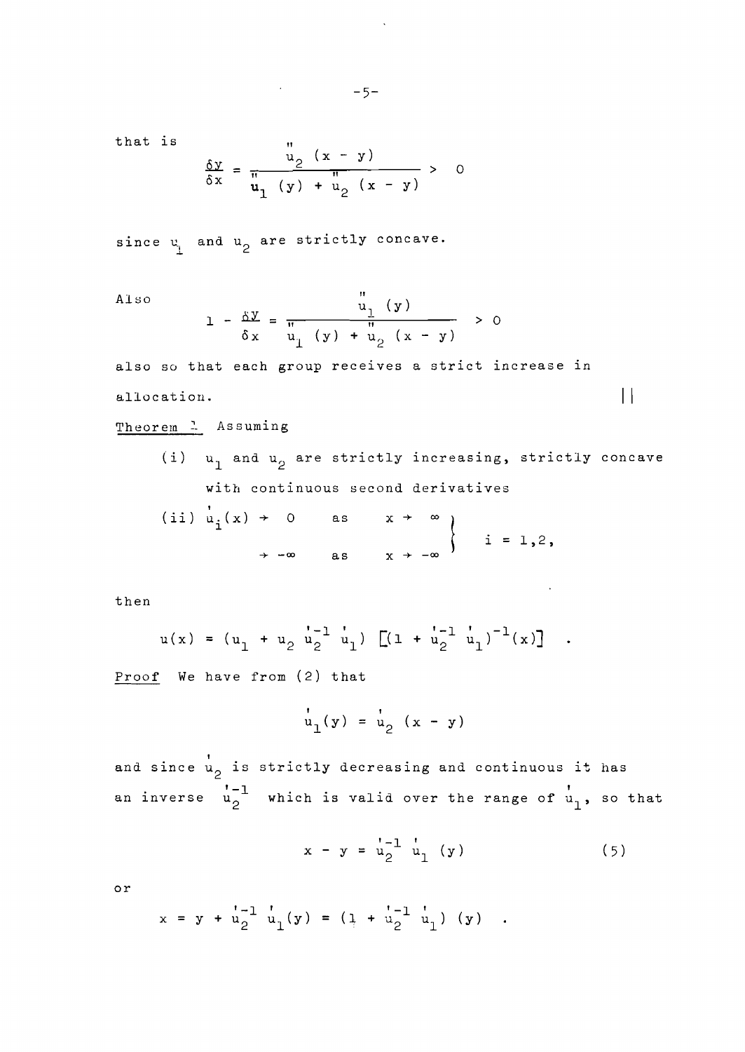that is

$$\frac{\delta y}{\delta x} = \frac{u_2''(x - y)}{u_1''(y) + u_2''(x - y)} > 0$$

since $u_1$ and $u_2$ are strictly concave.

Also

$$1 - \frac{\delta y}{\delta x} = \frac{u_1''(y)}{u_1''(y) + u_2''(x - y)} > 0$$

also so that each group receives a strict increase in allocation. $||$

Theorem 1 Assuming

(i) $u_1$ and $u_2$ are strictly increasing, strictly concave with continuous second derivatives

(ii) $$\left.\begin{array}{lll} u_i'(x) \to 0 & \text{as} & x \to \infty \\ \to -\infty & \text{as} & x \to -\infty \end{array}\right\} \quad i = 1,2,$$

then

$$u(x) = (u_1 + u_2\, u_2'^{-1}\, u_1')\, [(1 + u_2'^{-1}\, u_1')^{-1}(x)] \quad .$$

Proof We have from (2) that

$$u_1'(y) = u_2'(x - y)$$

and since $u_2'$ is strictly decreasing and continuous it has an inverse $u_2'^{-1}$ which is valid over the range of $u_1'$, so that

$$x - y = u_2'^{-1}\, u_1'(y) \qquad (5)$$

or

$$x = y + u_2'^{-1}\, u_1'(y) = (1 + u_2'^{-1}\, u_1')(y) \quad .$$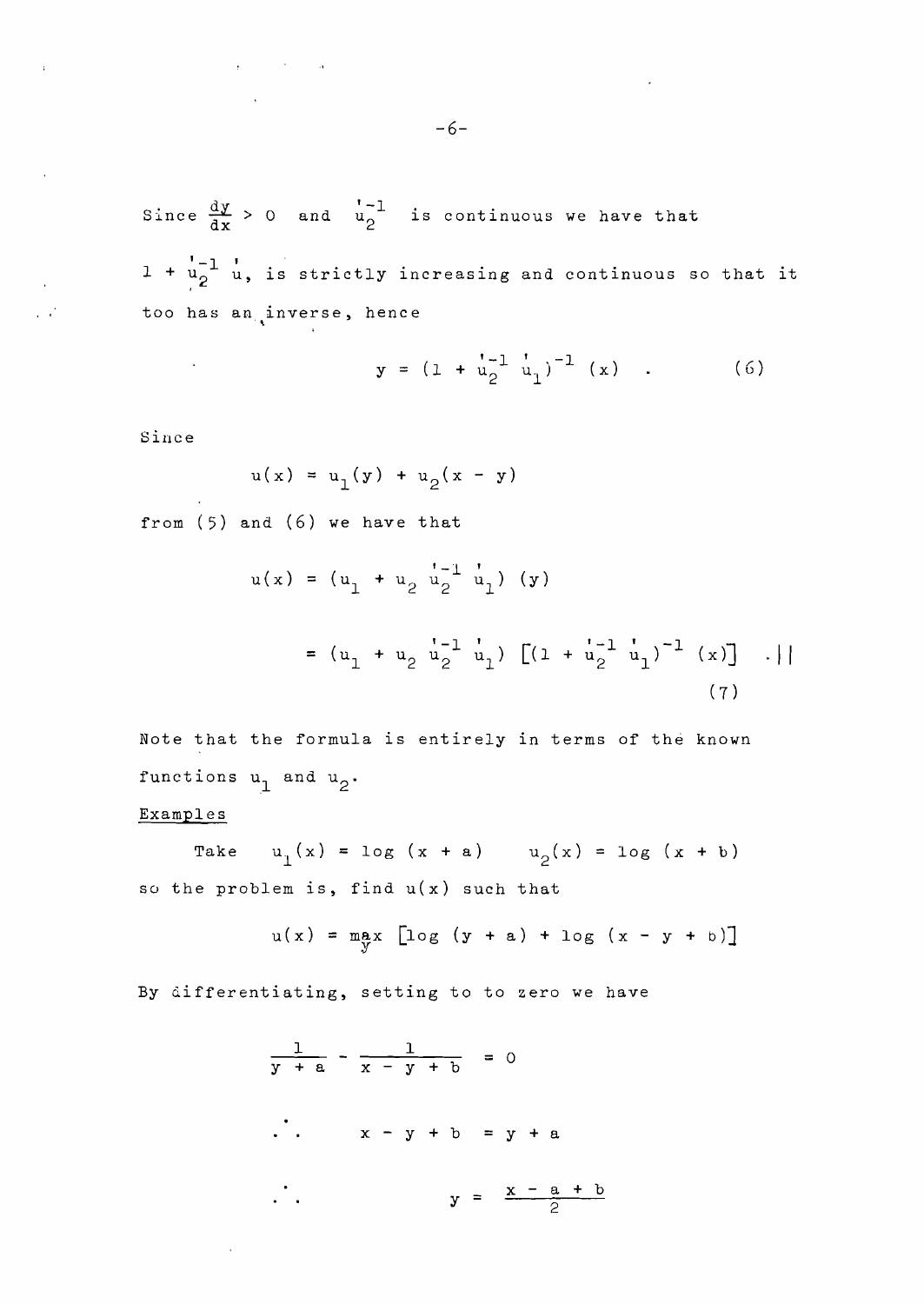Since $\frac{dy}{dx} > 0$ and $u_2'^{-1}$ is continuous we have that $1 + u_2'^{-1} u'$, is strictly increasing and continuous so that it too has an inverse, hence

$$y = (1 + u_2'^{-1} u_1')^{-1} (x) \quad . \tag{6}$$

Since

$$u(x) = u_1(y) + u_2(x - y)$$

from (5) and (6) we have that

$$u(x) = (u_1 + u_2 u_2'^{-1} u_1') (y)$$

$$= (u_1 + u_2 u_2'^{-1} u_1') \left[(1 + u_2'^{-1} u_1')^{-1} (x)\right] \quad . || \tag{7}$$

Note that the formula is entirely in terms of the known functions $u_1$ and $u_2$.

Examples

Take $u_1(x) = \log (x + a)$ $\quad u_2(x) = \log (x + b)$ so the problem is, find $u(x)$ such that

$$u(x) = \max_y \left[\log (y + a) + \log (x - y + b)\right]$$

By differentiating, setting to to zero we have

$$\frac{1}{y + a} - \frac{1}{x - y + b} = 0$$

$$\therefore \quad x - y + b = y + a$$

$$\therefore \quad y = \frac{x - a + b}{2}$$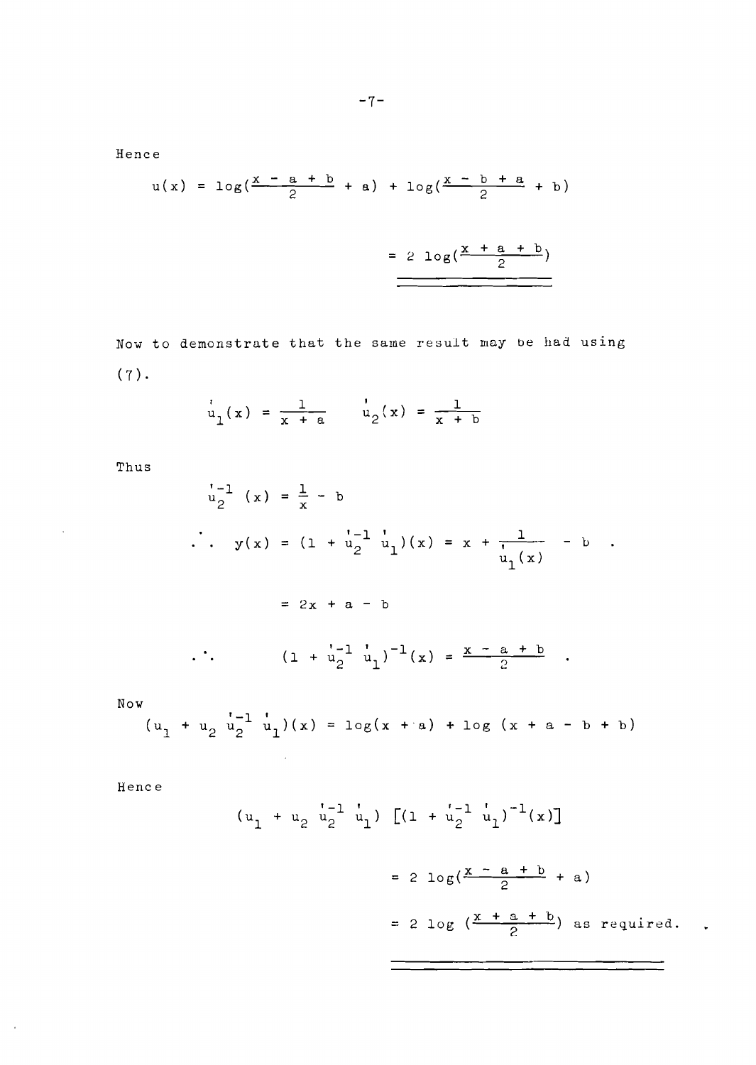Hence

$$u(x) = \log\left(\frac{x - a + b}{2} + a\right) + \log\left(\frac{x - b + a}{2} + b\right)$$

$$= 2\log\left(\frac{x + a + b}{2}\right)$$

Now to demonstrate that the same result may be had using (7).

$$u_1'(x) = \frac{1}{x + a} \qquad u_2'(x) = \frac{1}{x + b}$$

Thus

$$u_2'^{-1}(x) = \frac{1}{x} - b$$

$$\therefore \quad y(x) = (1 + u_2'^{-1}\, u_1')(x) = x + \frac{1}{u_1'(x)} - b \; .$$

$$= 2x + a - b$$

$$\therefore \qquad (1 + u_2'^{-1}\, u_1')^{-1}(x) = \frac{x - a + b}{2} \; .$$

Now

$$(u_1 + u_2\, u_2'^{-1}\, u_1')(x) = \log(x + a) + \log(x + a - b + b)$$

Hence

$$(u_1 + u_2\, u_2'^{-1}\, u_1')\left[(1 + u_2'^{-1}\, u_1')^{-1}(x)\right]$$

$$= 2\log\left(\frac{x - a + b}{2} + a\right)$$

$$= 2\log\left(\frac{x + a + b}{2}\right) \text{ as required.}$$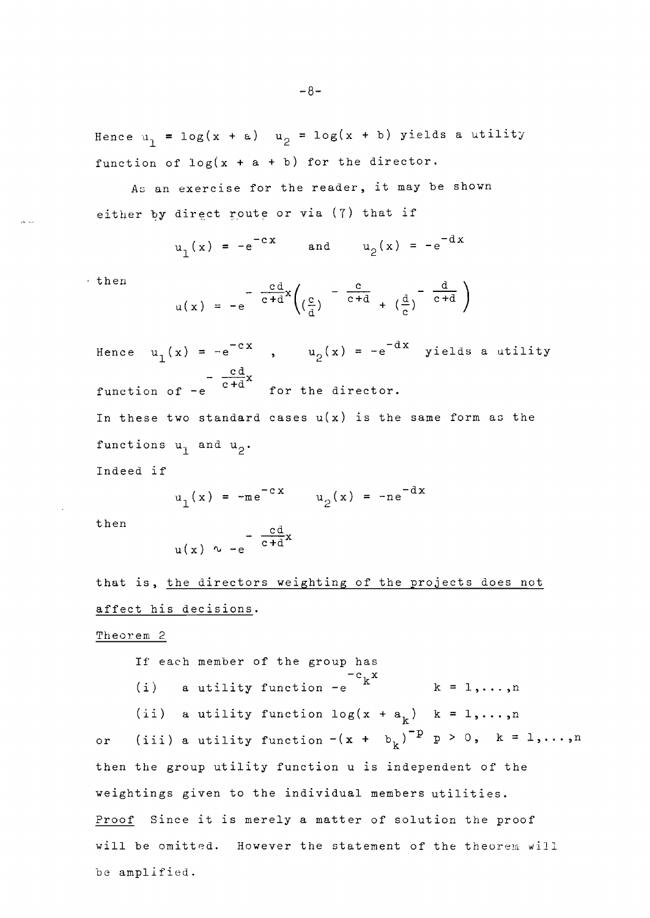Hence $u_1 = \log(x + a)$ $u_2 = \log(x + b)$ yields a utility function of $\log(x + a + b)$ for the director.

As an exercise for the reader, it may be shown either by direct route or via (7) that if

$$u_1(x) = -e^{-cx} \quad \text{and} \quad u_2(x) = -e^{-dx}$$

then

$$u(x) = -e^{-\frac{cd}{c+d}x}\left(\left(\frac{c}{d}\right)^{-\frac{c}{c+d}} + \left(\frac{d}{c}\right)^{-\frac{d}{c+d}}\right)$$

Hence $u_1(x) = -e^{-cx}$ , $u_2(x) = -e^{-dx}$ yields a utility function of $-e^{-\frac{cd}{c+d}x}$ for the director.

In these two standard cases $u(x)$ is the same form as the functions $u_1$ and $u_2$.

Indeed if

$$u_1(x) = -me^{-cx} \qquad u_2(x) = -ne^{-dx}$$

then

$$u(x) \sim -e^{-\frac{cd}{c+d}x}$$

that is, <u>the directors weighting of the projects does not affect his decisions</u>.

<u>Theorem 2</u>

If each member of the group has

(i) a utility function $-e^{-c_k x}$ $\quad k = 1,\ldots,n$

(ii) a utility function $\log(x + a_k)$ $\quad k = 1,\ldots,n$

or (iii) a utility function $-(x + b_k)^{-p}$ $p > 0$, $\quad k = 1,\ldots,n$

then the group utility function u is independent of the weightings given to the individual members utilities.

<u>Proof</u> Since it is merely a matter of solution the proof will be omitted. However the statement of the theorem will be amplified.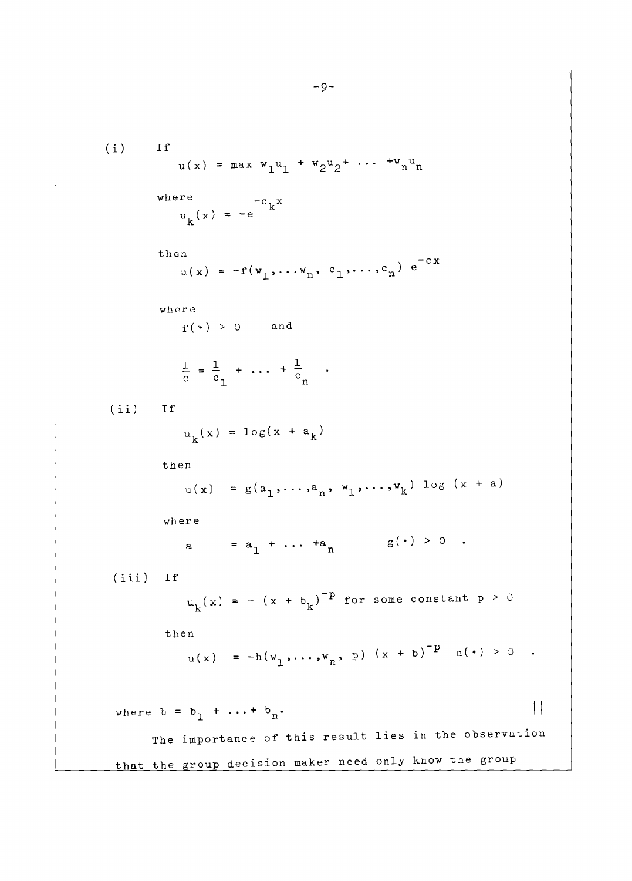(i) If

$$u(x) = \max w_1 u_1 + w_2 u_2 + \cdots + w_n u_n$$

where

$$u_k(x) = -e^{-c_k x}$$

then

$$u(x) = -f(w_1, \ldots w_n, c_1, \ldots, c_n)\, e^{-cx}$$

where

$$f(\cdot) > 0 \quad \text{and}$$

$$\frac{1}{c} = \frac{1}{c_1} + \ldots + \frac{1}{c_n} \quad .$$

(ii) If

$$u_k(x) = \log(x + a_k)$$

then

$$u(x) = g(a_1, \ldots, a_n, w_1, \ldots, w_k) \log(x + a)$$

where

$$a = a_1 + \ldots + a_n \qquad g(\cdot) > 0 \quad .$$

(iii) If

$$u_k(x) = -(x + b_k)^{-p} \text{ for some constant } p > 0$$

then

$$u(x) = -h(w_1, \ldots, w_n, p)\,(x + b)^{-p} \quad h(\cdot) > 0 \quad .$$

where $b = b_1 + \ldots + b_n$. ||

The importance of this result lies in the observation that the group decision maker need only know the group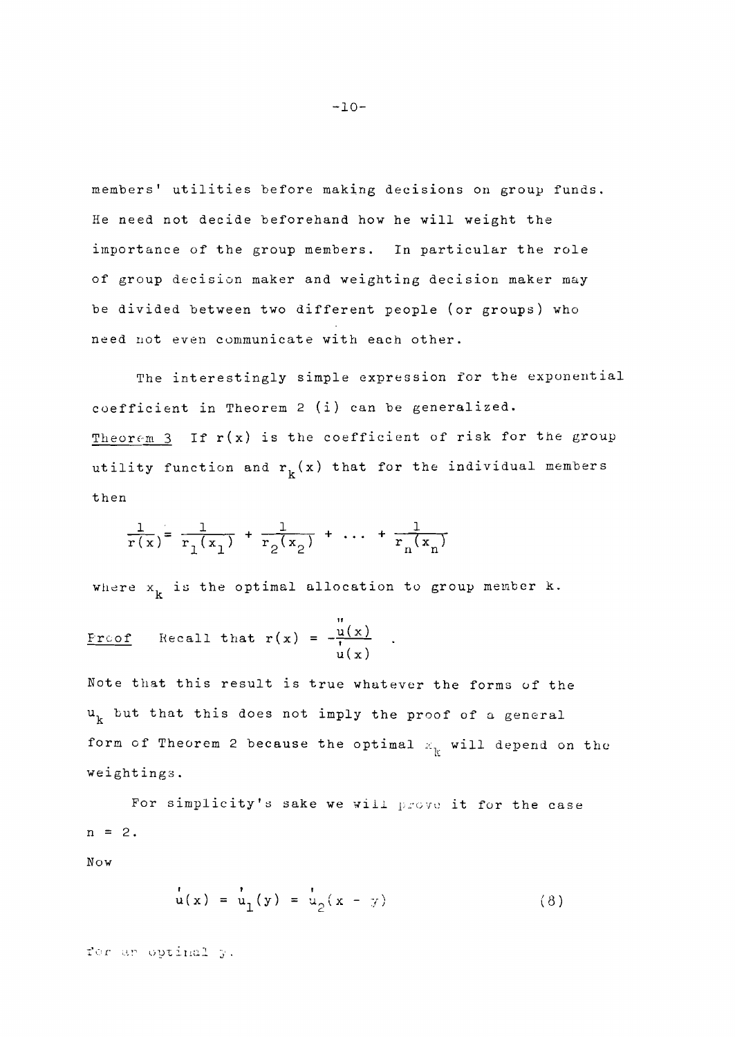members' utilities before making decisions on group funds. He need not decide beforehand how he will weight the importance of the group members. In particular the role of group decision maker and weighting decision maker may be divided between two different people (or groups) who need not even communicate with each other.

The interestingly simple expression for the exponential coefficient in Theorem 2 (i) can be generalized.

Theorem 3 If $r(x)$ is the coefficient of risk for the group utility function and $r_k(x)$ that for the individual members then

$$\frac{1}{r(x)} = \frac{1}{r_1(x_1)} + \frac{1}{r_2(x_2)} + \dots + \frac{1}{r_n(x_n)}$$

where $x_k$ is the optimal allocation to group member k.

Proof Recall that $r(x) = -\frac{u''(x)}{u'(x)}$ .

Note that this result is true whatever the forms of the $u_k$ but that this does not imply the proof of a general form of Theorem 2 because the optimal $x_k$ will depend on the weightings.

For simplicity's sake we will prove it for the case $n = 2$.

Now

$$u'(x) = u_1'(y) = u_2'(x - y) \tag{8}$$

for an optimal $y$.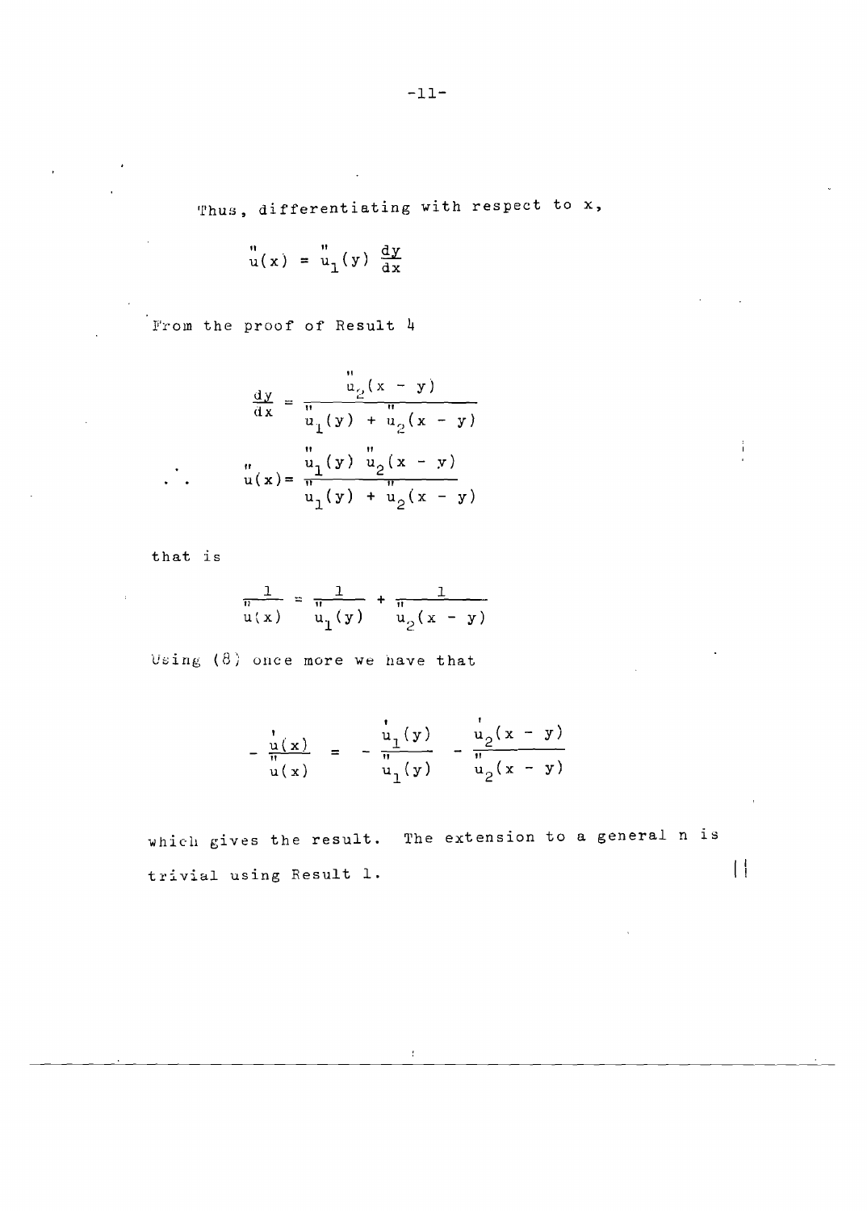Thus, differentiating with respect to x,

$$u''(x) = u_1''(y) \frac{dy}{dx}$$

From the proof of Result 4

$$\frac{dy}{dx} = \frac{u_2''(x - y)}{u_1''(y) + u_2''(x - y)}$$

$$\therefore \quad u''(x) = \frac{u_1''(y)\, u_2''(x - y)}{u_1''(y) + u_2''(x - y)}$$

that is

$$\frac{1}{u''(x)} = \frac{1}{u_1''(y)} + \frac{1}{u_2''(x - y)}$$

Using (8) once more we have that

$$-\frac{u'(x)}{u''(x)} = -\frac{u_1'(y)}{u_1''(y)} - \frac{u_2'(x - y)}{u_2''(x - y)}$$

which gives the result. The extension to a general n is trivial using Result 1. ||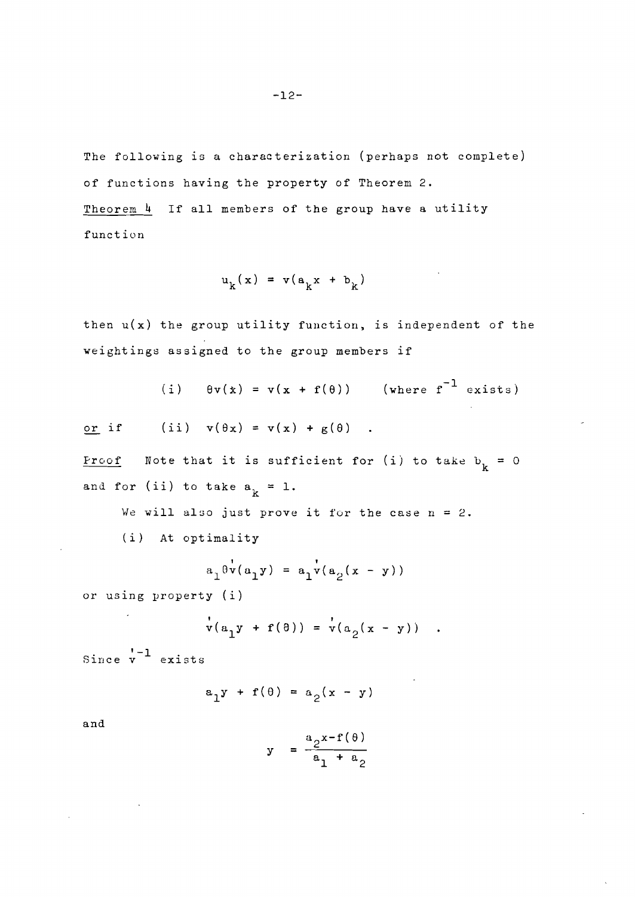The following is a characterization (perhaps not complete) of functions having the property of Theorem 2.

Theorem 4 If all members of the group have a utility function

$$u_k(x) = v(a_k x + b_k)$$

then $u(x)$ the group utility function, is independent of the weightings assigned to the group members if

$$\text{(i)} \quad \theta v(x) = v(x + f(\theta)) \qquad (\text{where } f^{-1} \text{ exists})$$

or if $\quad$ (ii) $\; v(\theta x) = v(x) + g(\theta)$ .

Proof Note that it is sufficient for (i) to take $b_k = 0$ and for (ii) to take $a_k = 1$.

We will also just prove it for the case $n = 2$.

(i) At optimality

$$a_1 \theta v'(a_1 y) = a_1 v'(a_2(x - y))$$

or using property (i)

$$v'(a_1 y + f(\theta)) = v'(a_2(x - y)) \quad .$$

Since $v'^{-1}$ exists

$$a_1 y + f(\theta) = a_2(x - y)$$

and

$$y = \frac{a_2 x - f(\theta)}{a_1 + a_2}$$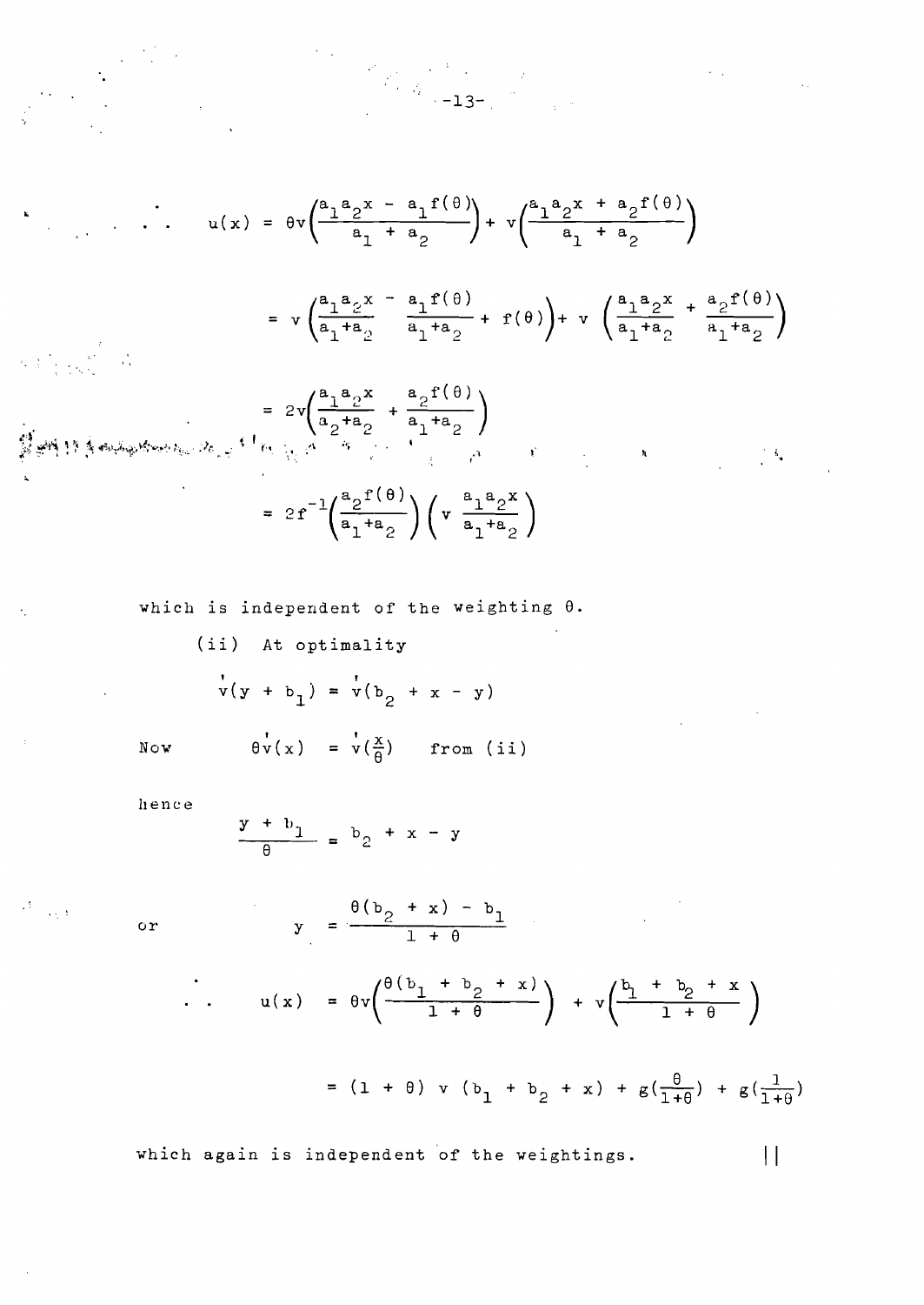$$\therefore \quad u(x) = \theta v\left(\frac{a_1 a_2 x - a_1 f(\theta)}{a_1 + a_2}\right) + v\left(\frac{a_1 a_2 x + a_2 f(\theta)}{a_1 + a_2}\right)$$

$$= v\left(\frac{a_1 a_2 x}{a_1 + a_2} - \frac{a_1 f(\theta)}{a_1 + a_2} + f(\theta)\right) + v\left(\frac{a_1 a_2 x}{a_1 + a_2} + \frac{a_2 f(\theta)}{a_1 + a_2}\right)$$

$$= 2v\left(\frac{a_1 a_2 x}{a_2 + a_2} + \frac{a_2 f(\theta)}{a_1 + a_2}\right)$$

$$= 2f^{-1}\left(\frac{a_2 f(\theta)}{a_1 + a_2}\right)\left(v \; \frac{a_1 a_2 x}{a_1 + a_2}\right)$$

which is independent of the weighting $\theta$.

(ii) At optimality

$$v'(y + b_1) = v'(b_2 + x - y)$$

Now $\qquad \theta v'(x) = v'\left(\frac{x}{\theta}\right) \quad$ from (ii)

hence

$$\frac{y + b_1}{\theta} = b_2 + x - y$$

or

$$y = \frac{\theta(b_2 + x) - b_1}{1 + \theta}$$

$$\therefore \quad u(x) = \theta v\left(\frac{\theta(b_1 + b_2 + x)}{1 + \theta}\right) + v\left(\frac{b_1 + b_2 + x}{1 + \theta}\right)$$

$$= (1 + \theta) \; v \; (b_1 + b_2 + x) + g\left(\frac{\theta}{1+\theta}\right) + g\left(\frac{1}{1+\theta}\right)$$

which again is independent of the weightings. $\qquad ||$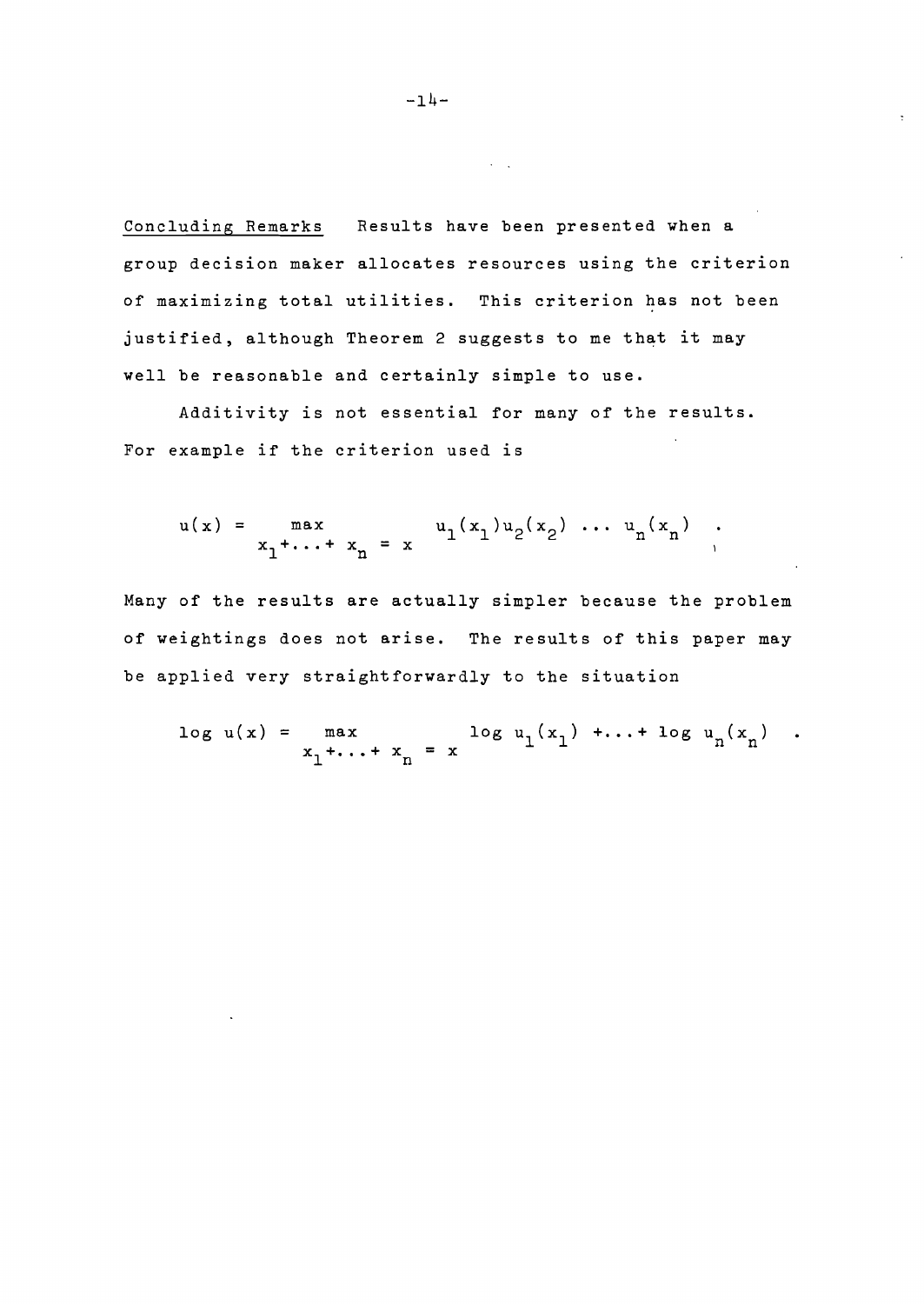<u>Concluding Remarks</u> Results have been presented when a group decision maker allocates resources using the criterion of maximizing total utilities. This criterion has not been justified, although Theorem 2 suggests to me that it may well be reasonable and certainly simple to use.

Additivity is not essential for many of the results. For example if the criterion used is

$$u(x) = \max_{x_1 + \ldots + x_n = x} u_1(x_1)u_2(x_2) \ldots u_n(x_n) \quad .$$

Many of the results are actually simpler because the problem of weightings does not arise. The results of this paper may be applied very straightforwardly to the situation

$$\log u(x) = \max_{x_1 + \ldots + x_n = x} \log u_1(x_1) + \ldots + \log u_n(x_n) \quad .$$